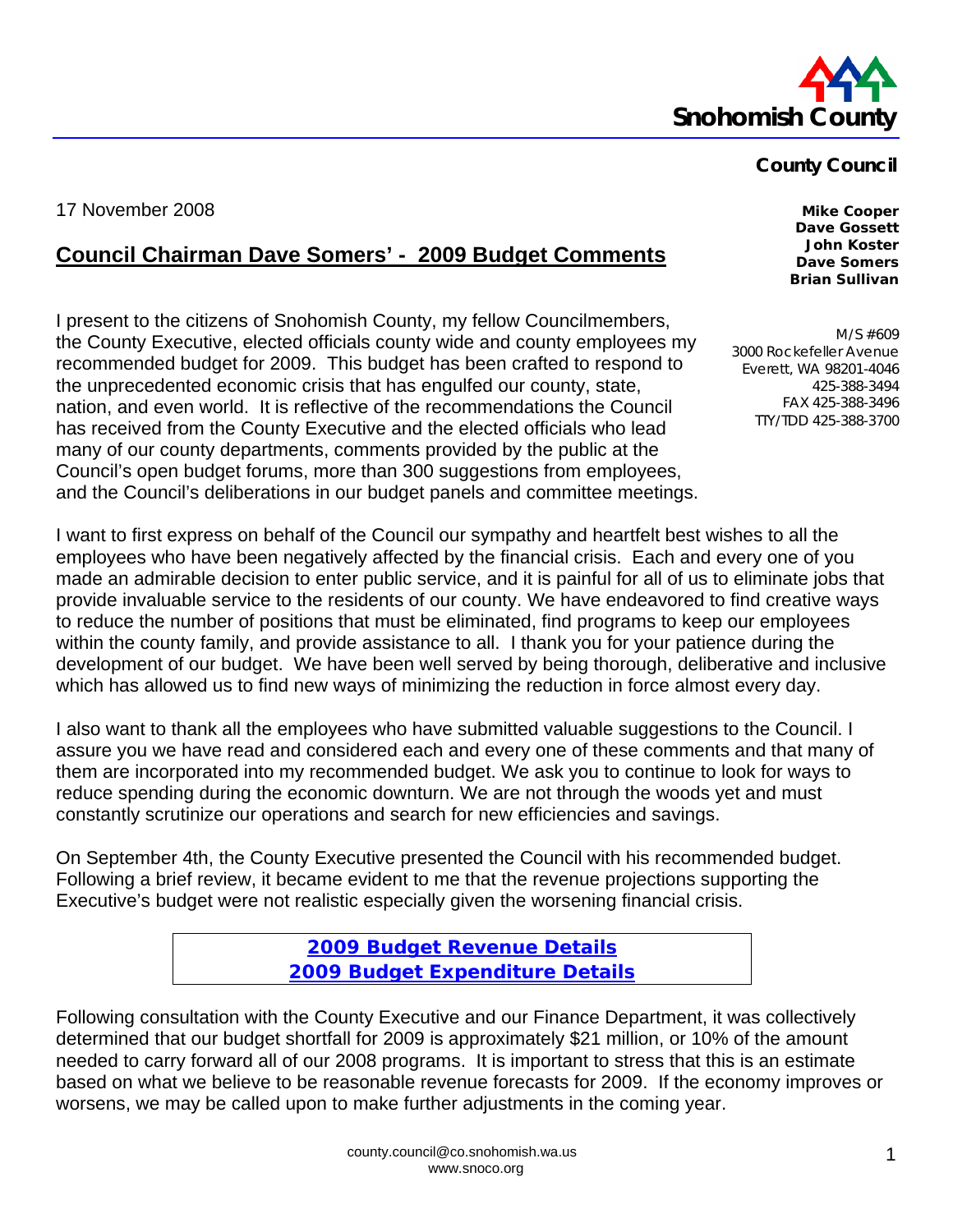Snohomish County

County Council

Mike Cooper
Dave Gossett
John Koster
Dave Somers
Brian Sullivan

M/S #609
3000 Rockefeller Avenue
Everett, WA 98201-4046
425-388-3494
FAX 425-388-3496
TTY/TDD 425-388-3700

17 November 2008

## Council Chairman Dave Somers' - 2009 Budget Comments

I present to the citizens of Snohomish County, my fellow Councilmembers, the County Executive, elected officials county wide and county employees my recommended budget for 2009. This budget has been crafted to respond to the unprecedented economic crisis that has engulfed our county, state, nation, and even world. It is reflective of the recommendations the Council has received from the County Executive and the elected officials who lead many of our county departments, comments provided by the public at the Council's open budget forums, more than 300 suggestions from employees, and the Council's deliberations in our budget panels and committee meetings.

I want to first express on behalf of the Council our sympathy and heartfelt best wishes to all the employees who have been negatively affected by the financial crisis. Each and every one of you made an admirable decision to enter public service, and it is painful for all of us to eliminate jobs that provide invaluable service to the residents of our county. We have endeavored to find creative ways to reduce the number of positions that must be eliminated, find programs to keep our employees within the county family, and provide assistance to all. I thank you for your patience during the development of our budget. We have been well served by being thorough, deliberative and inclusive which has allowed us to find new ways of minimizing the reduction in force almost every day.

I also want to thank all the employees who have submitted valuable suggestions to the Council. I assure you we have read and considered each and every one of these comments and that many of them are incorporated into my recommended budget. We ask you to continue to look for ways to reduce spending during the economic downturn. We are not through the woods yet and must constantly scrutinize our operations and search for new efficiencies and savings.

On September 4th, the County Executive presented the Council with his recommended budget. Following a brief review, it became evident to me that the revenue projections supporting the Executive's budget were not realistic especially given the worsening financial crisis.

**2009 Budget Revenue Details**
**2009 Budget Expenditure Details**

Following consultation with the County Executive and our Finance Department, it was collectively determined that our budget shortfall for 2009 is approximately $21 million, or 10% of the amount needed to carry forward all of our 2008 programs. It is important to stress that this is an estimate based on what we believe to be reasonable revenue forecasts for 2009. If the economy improves or worsens, we may be called upon to make further adjustments in the coming year.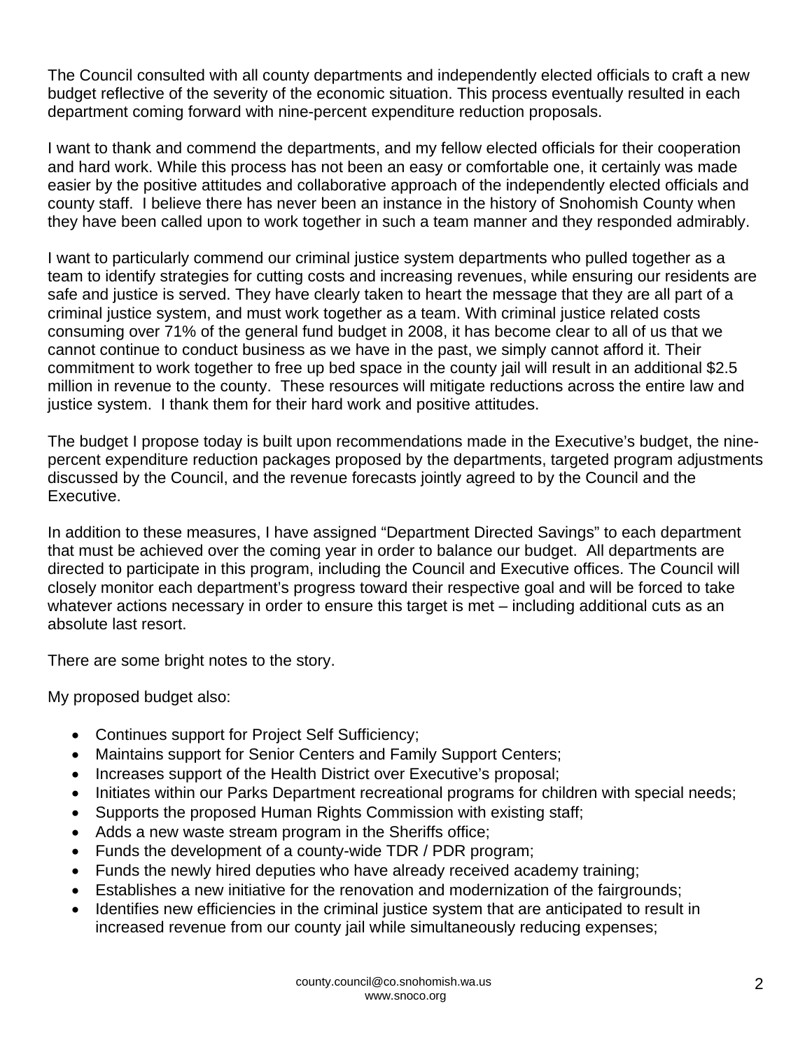The Council consulted with all county departments and independently elected officials to craft a new budget reflective of the severity of the economic situation. This process eventually resulted in each department coming forward with nine-percent expenditure reduction proposals.

I want to thank and commend the departments, and my fellow elected officials for their cooperation and hard work. While this process has not been an easy or comfortable one, it certainly was made easier by the positive attitudes and collaborative approach of the independently elected officials and county staff. I believe there has never been an instance in the history of Snohomish County when they have been called upon to work together in such a team manner and they responded admirably.

I want to particularly commend our criminal justice system departments who pulled together as a team to identify strategies for cutting costs and increasing revenues, while ensuring our residents are safe and justice is served. They have clearly taken to heart the message that they are all part of a criminal justice system, and must work together as a team. With criminal justice related costs consuming over 71% of the general fund budget in 2008, it has become clear to all of us that we cannot continue to conduct business as we have in the past, we simply cannot afford it. Their commitment to work together to free up bed space in the county jail will result in an additional $2.5 million in revenue to the county. These resources will mitigate reductions across the entire law and justice system. I thank them for their hard work and positive attitudes.

The budget I propose today is built upon recommendations made in the Executive's budget, the nine-percent expenditure reduction packages proposed by the departments, targeted program adjustments discussed by the Council, and the revenue forecasts jointly agreed to by the Council and the Executive.

In addition to these measures, I have assigned "Department Directed Savings" to each department that must be achieved over the coming year in order to balance our budget. All departments are directed to participate in this program, including the Council and Executive offices. The Council will closely monitor each department's progress toward their respective goal and will be forced to take whatever actions necessary in order to ensure this target is met – including additional cuts as an absolute last resort.

There are some bright notes to the story.

My proposed budget also:

- Continues support for Project Self Sufficiency;
- Maintains support for Senior Centers and Family Support Centers;
- Increases support of the Health District over Executive's proposal;
- Initiates within our Parks Department recreational programs for children with special needs;
- Supports the proposed Human Rights Commission with existing staff;
- Adds a new waste stream program in the Sheriffs office;
- Funds the development of a county-wide TDR / PDR program;
- Funds the newly hired deputies who have already received academy training;
- Establishes a new initiative for the renovation and modernization of the fairgrounds;
- Identifies new efficiencies in the criminal justice system that are anticipated to result in increased revenue from our county jail while simultaneously reducing expenses;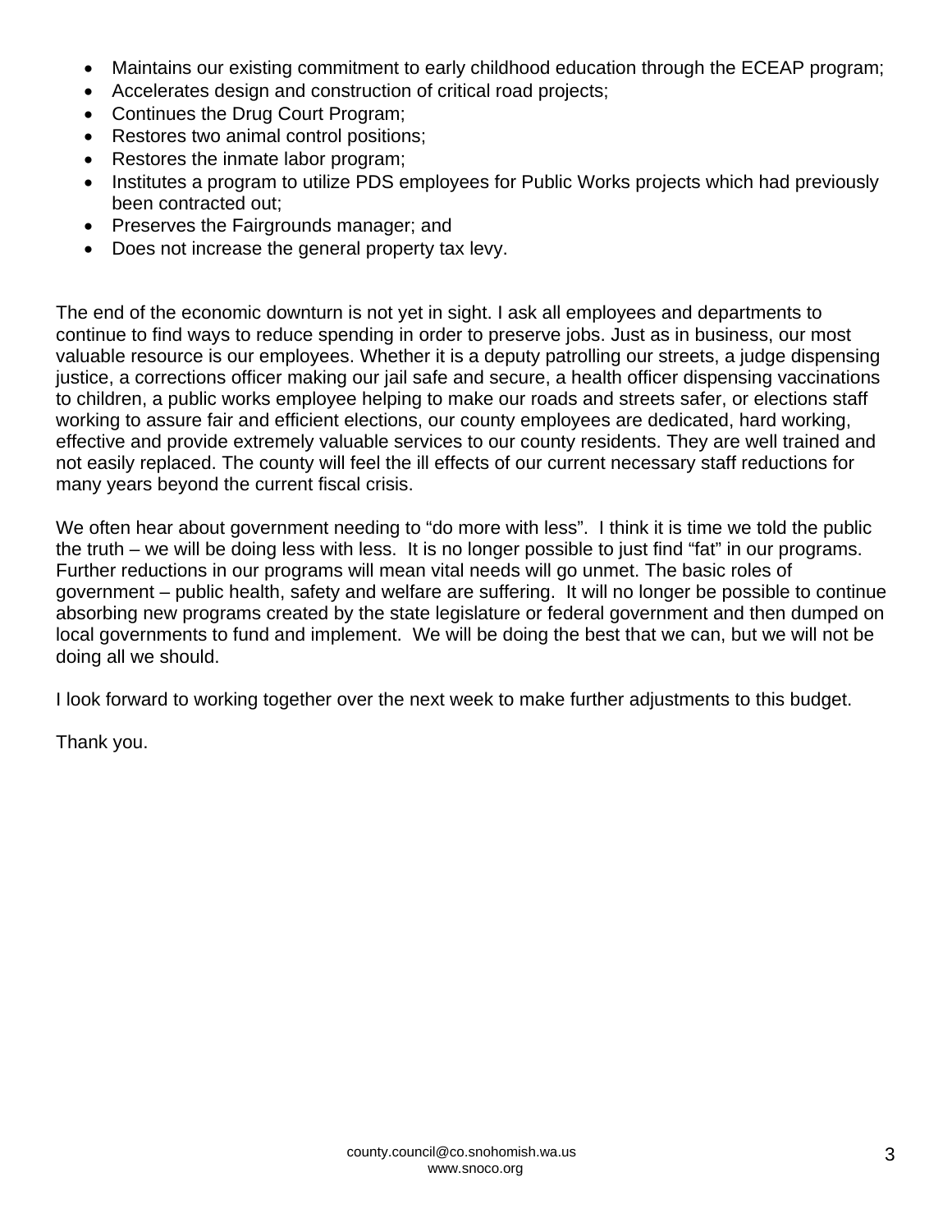- Maintains our existing commitment to early childhood education through the ECEAP program;
- Accelerates design and construction of critical road projects;
- Continues the Drug Court Program;
- Restores two animal control positions;
- Restores the inmate labor program;
- Institutes a program to utilize PDS employees for Public Works projects which had previously been contracted out;
- Preserves the Fairgrounds manager; and
- Does not increase the general property tax levy.

The end of the economic downturn is not yet in sight. I ask all employees and departments to continue to find ways to reduce spending in order to preserve jobs. Just as in business, our most valuable resource is our employees. Whether it is a deputy patrolling our streets, a judge dispensing justice, a corrections officer making our jail safe and secure, a health officer dispensing vaccinations to children, a public works employee helping to make our roads and streets safer, or elections staff working to assure fair and efficient elections, our county employees are dedicated, hard working, effective and provide extremely valuable services to our county residents. They are well trained and not easily replaced. The county will feel the ill effects of our current necessary staff reductions for many years beyond the current fiscal crisis.

We often hear about government needing to "do more with less". I think it is time we told the public the truth – we will be doing less with less. It is no longer possible to just find "fat" in our programs. Further reductions in our programs will mean vital needs will go unmet. The basic roles of government – public health, safety and welfare are suffering. It will no longer be possible to continue absorbing new programs created by the state legislature or federal government and then dumped on local governments to fund and implement. We will be doing the best that we can, but we will not be doing all we should.

I look forward to working together over the next week to make further adjustments to this budget.

Thank you.

county.council@co.snohomish.wa.us
www.snoco.org